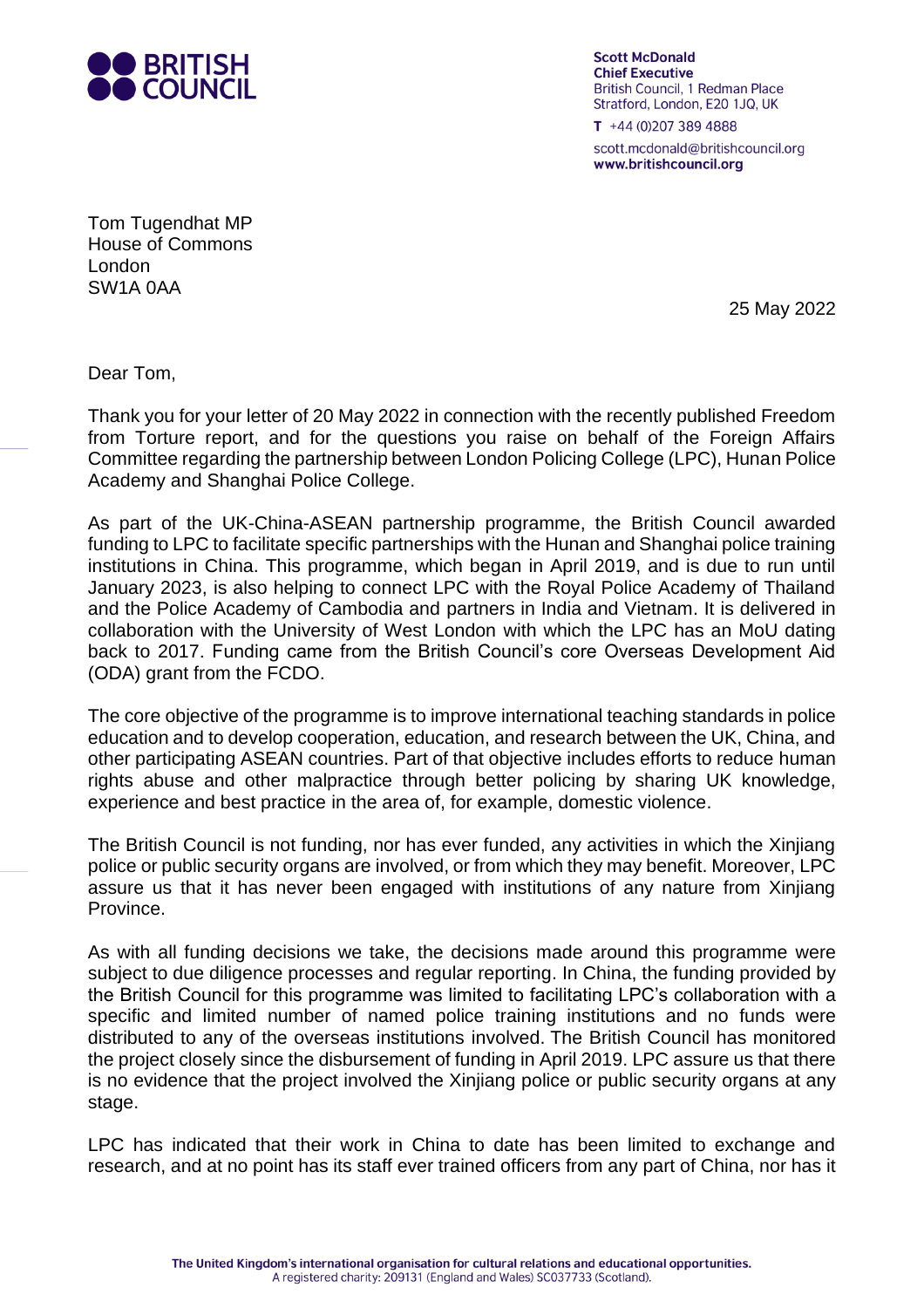**BRITISH COUNCIL**

**Scott McDonald**
**Chief Executive**
British Council, 1 Redman Place
Stratford, London, E20 1JQ, UK

**T** +44 (0)207 389 4888

scott.mcdonald@britishcouncil.org
**www.britishcouncil.org**

Tom Tugendhat MP
House of Commons
London
SW1A 0AA

25 May 2022

Dear Tom,

Thank you for your letter of 20 May 2022 in connection with the recently published Freedom from Torture report, and for the questions you raise on behalf of the Foreign Affairs Committee regarding the partnership between London Policing College (LPC), Hunan Police Academy and Shanghai Police College.

As part of the UK-China-ASEAN partnership programme, the British Council awarded funding to LPC to facilitate specific partnerships with the Hunan and Shanghai police training institutions in China. This programme, which began in April 2019, and is due to run until January 2023, is also helping to connect LPC with the Royal Police Academy of Thailand and the Police Academy of Cambodia and partners in India and Vietnam. It is delivered in collaboration with the University of West London with which the LPC has an MoU dating back to 2017. Funding came from the British Council's core Overseas Development Aid (ODA) grant from the FCDO.

The core objective of the programme is to improve international teaching standards in police education and to develop cooperation, education, and research between the UK, China, and other participating ASEAN countries. Part of that objective includes efforts to reduce human rights abuse and other malpractice through better policing by sharing UK knowledge, experience and best practice in the area of, for example, domestic violence.

The British Council is not funding, nor has ever funded, any activities in which the Xinjiang police or public security organs are involved, or from which they may benefit. Moreover, LPC assure us that it has never been engaged with institutions of any nature from Xinjiang Province.

As with all funding decisions we take, the decisions made around this programme were subject to due diligence processes and regular reporting. In China, the funding provided by the British Council for this programme was limited to facilitating LPC's collaboration with a specific and limited number of named police training institutions and no funds were distributed to any of the overseas institutions involved. The British Council has monitored the project closely since the disbursement of funding in April 2019. LPC assure us that there is no evidence that the project involved the Xinjiang police or public security organs at any stage.

LPC has indicated that their work in China to date has been limited to exchange and research, and at no point has its staff ever trained officers from any part of China, nor has it

**The United Kingdom's international organisation for cultural relations and educational opportunities.**
A registered charity: 209131 (England and Wales) SC037733 (Scotland).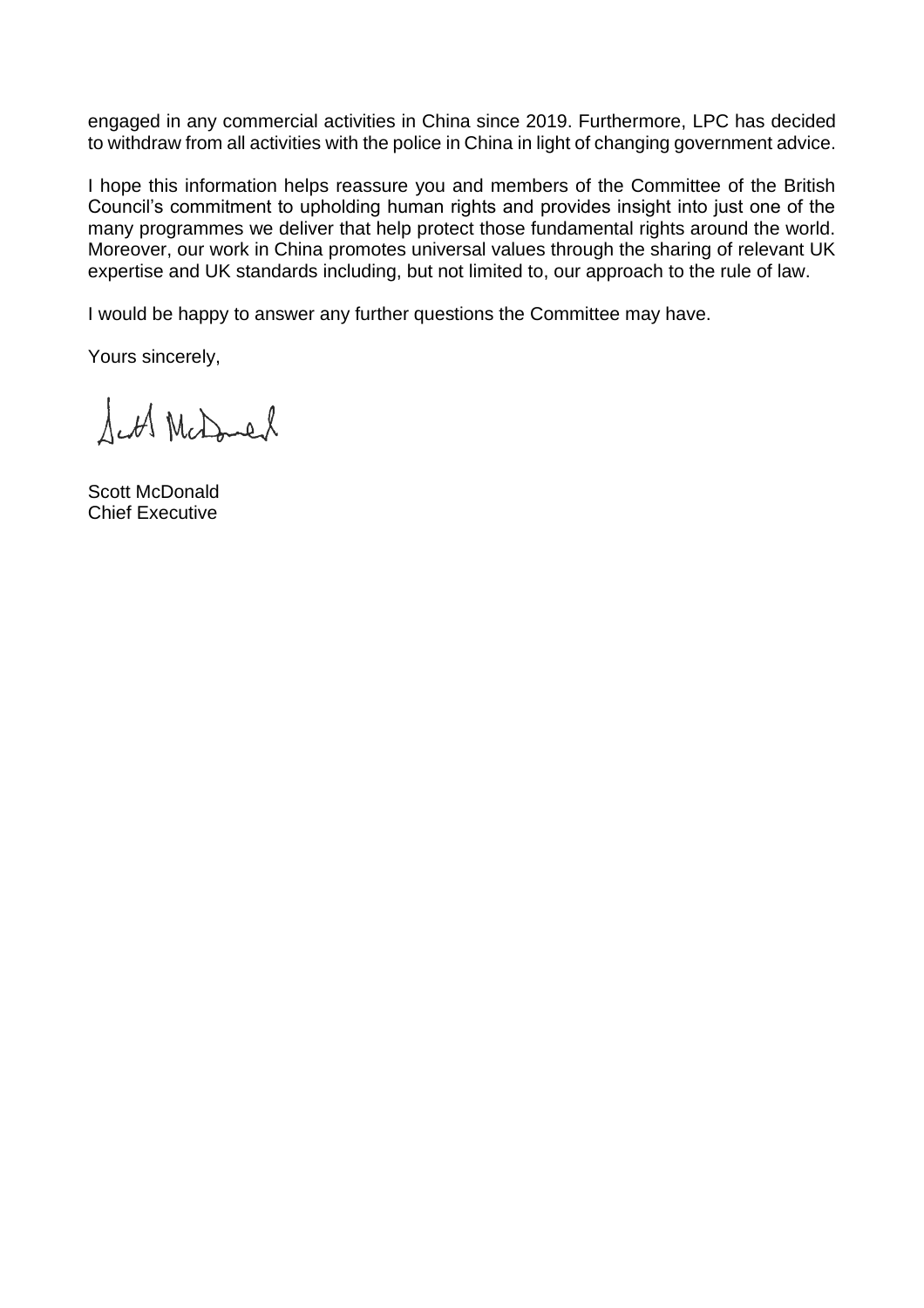engaged in any commercial activities in China since 2019. Furthermore, LPC has decided to withdraw from all activities with the police in China in light of changing government advice.

I hope this information helps reassure you and members of the Committee of the British Council's commitment to upholding human rights and provides insight into just one of the many programmes we deliver that help protect those fundamental rights around the world. Moreover, our work in China promotes universal values through the sharing of relevant UK expertise and UK standards including, but not limited to, our approach to the rule of law.

I would be happy to answer any further questions the Committee may have.

Yours sincerely,

Scott McDonald
Chief Executive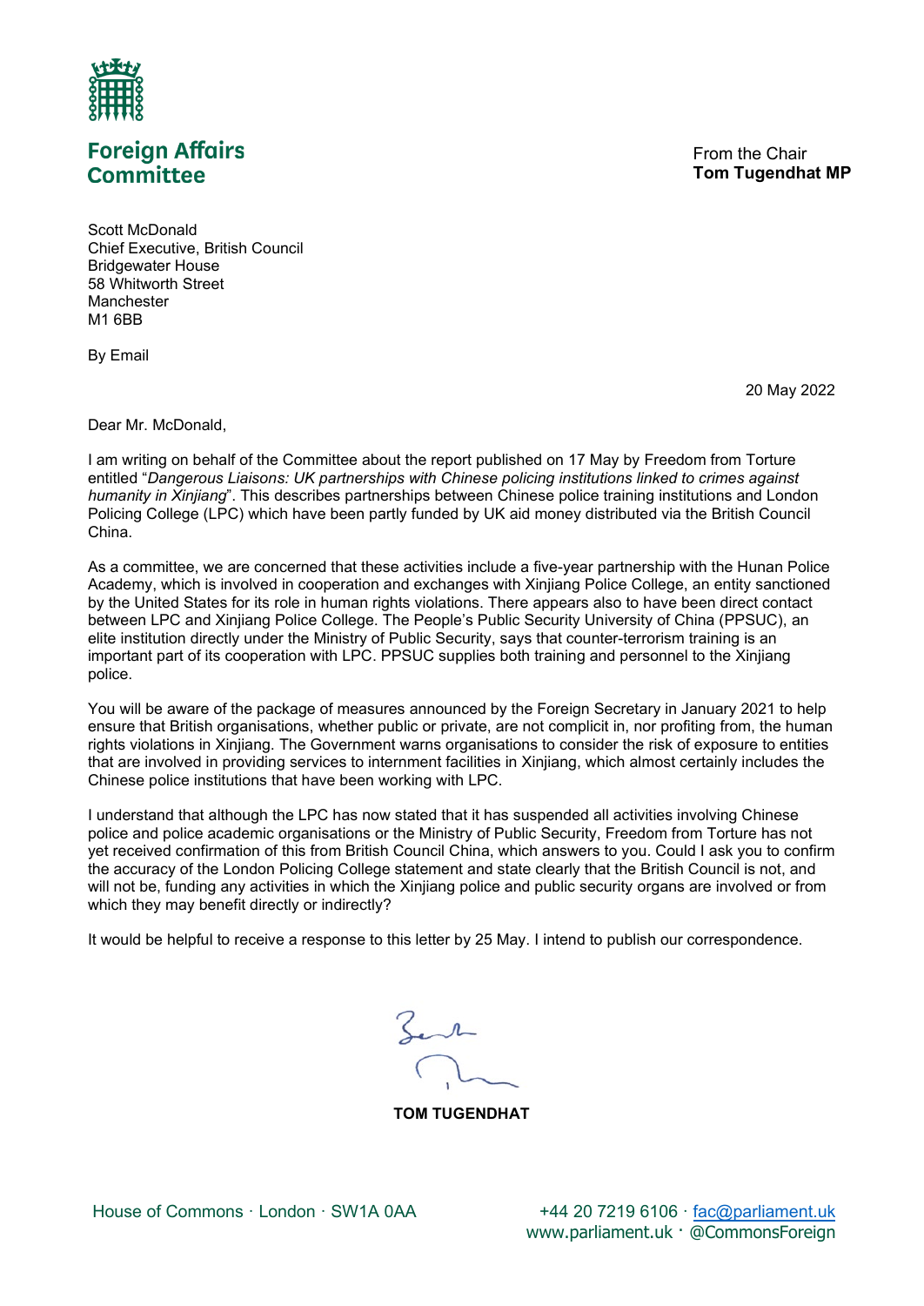**Foreign Affairs Committee**

From the Chair
**Tom Tugendhat MP**

Scott McDonald
Chief Executive, British Council
Bridgewater House
58 Whitworth Street
Manchester
M1 6BB

By Email

20 May 2022

Dear Mr. McDonald,

I am writing on behalf of the Committee about the report published on 17 May by Freedom from Torture entitled "*Dangerous Liaisons: UK partnerships with Chinese policing institutions linked to crimes against humanity in Xinjiang*". This describes partnerships between Chinese police training institutions and London Policing College (LPC) which have been partly funded by UK aid money distributed via the British Council China.

As a committee, we are concerned that these activities include a five-year partnership with the Hunan Police Academy, which is involved in cooperation and exchanges with Xinjiang Police College, an entity sanctioned by the United States for its role in human rights violations. There appears also to have been direct contact between LPC and Xinjiang Police College. The People's Public Security University of China (PPSUC), an elite institution directly under the Ministry of Public Security, says that counter-terrorism training is an important part of its cooperation with LPC. PPSUC supplies both training and personnel to the Xinjiang police.

You will be aware of the package of measures announced by the Foreign Secretary in January 2021 to help ensure that British organisations, whether public or private, are not complicit in, nor profiting from, the human rights violations in Xinjiang. The Government warns organisations to consider the risk of exposure to entities that are involved in providing services to internment facilities in Xinjiang, which almost certainly includes the Chinese police institutions that have been working with LPC.

I understand that although the LPC has now stated that it has suspended all activities involving Chinese police and police academic organisations or the Ministry of Public Security, Freedom from Torture has not yet received confirmation of this from British Council China, which answers to you. Could I ask you to confirm the accuracy of the London Policing College statement and state clearly that the British Council is not, and will not be, funding any activities in which the Xinjiang police and public security organs are involved or from which they may benefit directly or indirectly?

It would be helpful to receive a response to this letter by 25 May. I intend to publish our correspondence.

**TOM TUGENDHAT**

House of Commons · London · SW1A 0AA

+44 20 7219 6106 · fac@parliament.uk
www.parliament.uk · @CommonsForeign